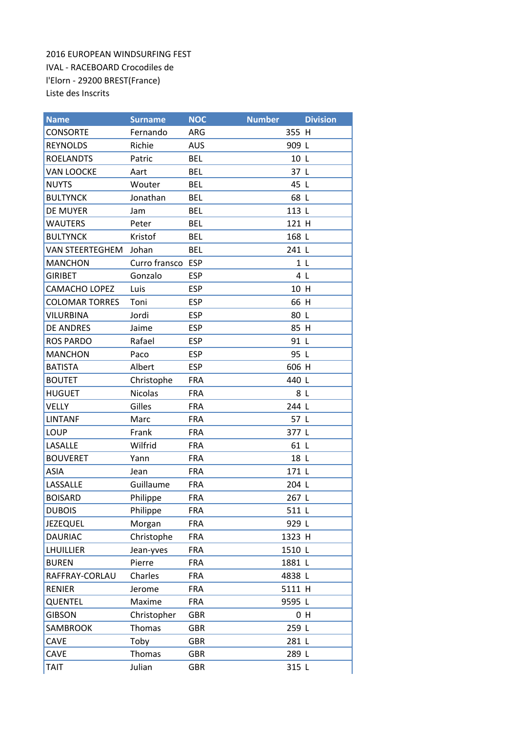2016 EUROPEAN WINDSURFING FEST
IVAL - RACEBOARD Crocodiles de
l'Elorn - 29200 BREST(France)
Liste des Inscrits

| Name | Surname | NOC | Number | Division |
|---|---|---|---|---|
| CONSORTE | Fernando | ARG | 355 | H |
| REYNOLDS | Richie | AUS | 909 | L |
| ROELANDTS | Patric | BEL | 10 | L |
| VAN LOOCKE | Aart | BEL | 37 | L |
| NUYTS | Wouter | BEL | 45 | L |
| BULTYNCK | Jonathan | BEL | 68 | L |
| DE MUYER | Jam | BEL | 113 | L |
| WAUTERS | Peter | BEL | 121 | H |
| BULTYNCK | Kristof | BEL | 168 | L |
| VAN STEERTEGHEM | Johan | BEL | 241 | L |
| MANCHON | Curro fransco | ESP | 1 | L |
| GIRIBET | Gonzalo | ESP | 4 | L |
| CAMACHO LOPEZ | Luis | ESP | 10 | H |
| COLOMAR TORRES | Toni | ESP | 66 | H |
| VILURBINA | Jordi | ESP | 80 | L |
| DE ANDRES | Jaime | ESP | 85 | H |
| ROS PARDO | Rafael | ESP | 91 | L |
| MANCHON | Paco | ESP | 95 | L |
| BATISTA | Albert | ESP | 606 | H |
| BOUTET | Christophe | FRA | 440 | L |
| HUGUET | Nicolas | FRA | 8 | L |
| VELLY | Gilles | FRA | 244 | L |
| LINTANF | Marc | FRA | 57 | L |
| LOUP | Frank | FRA | 377 | L |
| LASALLE | Wilfrid | FRA | 61 | L |
| BOUVERET | Yann | FRA | 18 | L |
| ASIA | Jean | FRA | 171 | L |
| LASSALLE | Guillaume | FRA | 204 | L |
| BOISARD | Philippe | FRA | 267 | L |
| DUBOIS | Philippe | FRA | 511 | L |
| JEZEQUEL | Morgan | FRA | 929 | L |
| DAURIAC | Christophe | FRA | 1323 | H |
| LHUILLIER | Jean-yves | FRA | 1510 | L |
| BUREN | Pierre | FRA | 1881 | L |
| RAFFRAY-CORLAU | Charles | FRA | 4838 | L |
| RENIER | Jerome | FRA | 5111 | H |
| QUENTEL | Maxime | FRA | 9595 | L |
| GIBSON | Christopher | GBR | 0 | H |
| SAMBROOK | Thomas | GBR | 259 | L |
| CAVE | Toby | GBR | 281 | L |
| CAVE | Thomas | GBR | 289 | L |
| TAIT | Julian | GBR | 315 | L |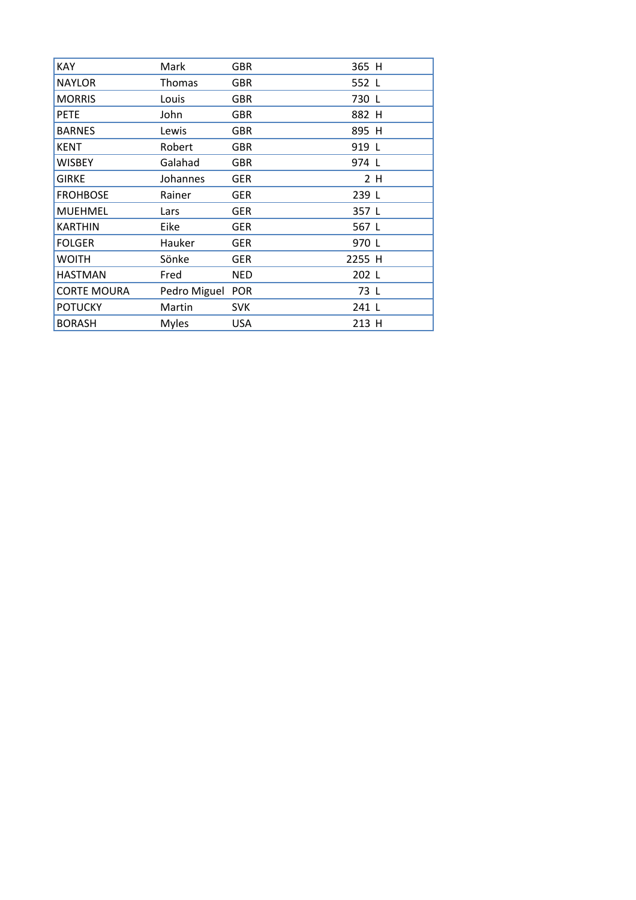| | | | | |
|---|---|---|---|---|
| KAY | Mark | GBR | 365 | H |
| NAYLOR | Thomas | GBR | 552 | L |
| MORRIS | Louis | GBR | 730 | L |
| PETE | John | GBR | 882 | H |
| BARNES | Lewis | GBR | 895 | H |
| KENT | Robert | GBR | 919 | L |
| WISBEY | Galahad | GBR | 974 | L |
| GIRKE | Johannes | GER | 2 | H |
| FROHBOSE | Rainer | GER | 239 | L |
| MUEHMEL | Lars | GER | 357 | L |
| KARTHIN | Eike | GER | 567 | L |
| FOLGER | Hauker | GER | 970 | L |
| WOITH | Sönke | GER | 2255 | H |
| HASTMAN | Fred | NED | 202 | L |
| CORTE MOURA | Pedro Miguel | POR | 73 | L |
| POTUCKY | Martin | SVK | 241 | L |
| BORASH | Myles | USA | 213 | H |